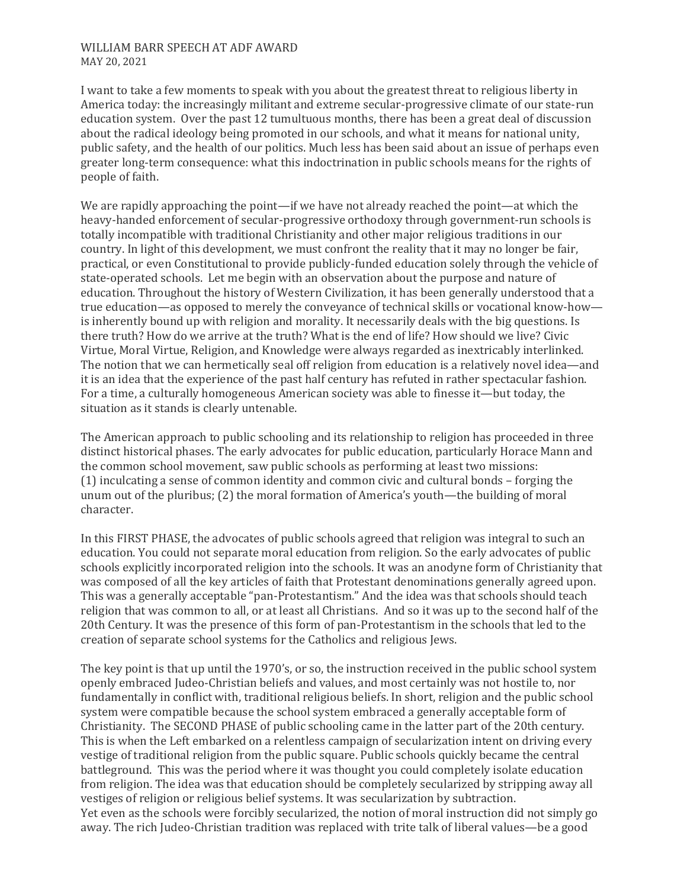WILLIAM BARR SPEECH AT ADF AWARD
MAY 20, 2021

I want to take a few moments to speak with you about the greatest threat to religious liberty in America today: the increasingly militant and extreme secular-progressive climate of our state-run education system. Over the past 12 tumultuous months, there has been a great deal of discussion about the radical ideology being promoted in our schools, and what it means for national unity, public safety, and the health of our politics. Much less has been said about an issue of perhaps even greater long-term consequence: what this indoctrination in public schools means for the rights of people of faith.

We are rapidly approaching the point—if we have not already reached the point—at which the heavy-handed enforcement of secular-progressive orthodoxy through government-run schools is totally incompatible with traditional Christianity and other major religious traditions in our country. In light of this development, we must confront the reality that it may no longer be fair, practical, or even Constitutional to provide publicly-funded education solely through the vehicle of state-operated schools. Let me begin with an observation about the purpose and nature of education. Throughout the history of Western Civilization, it has been generally understood that a true education—as opposed to merely the conveyance of technical skills or vocational know-how—is inherently bound up with religion and morality. It necessarily deals with the big questions. Is there truth? How do we arrive at the truth? What is the end of life? How should we live? Civic Virtue, Moral Virtue, Religion, and Knowledge were always regarded as inextricably interlinked. The notion that we can hermetically seal off religion from education is a relatively novel idea—and it is an idea that the experience of the past half century has refuted in rather spectacular fashion. For a time, a culturally homogeneous American society was able to finesse it—but today, the situation as it stands is clearly untenable.

The American approach to public schooling and its relationship to religion has proceeded in three distinct historical phases. The early advocates for public education, particularly Horace Mann and the common school movement, saw public schools as performing at least two missions: (1) inculcating a sense of common identity and common civic and cultural bonds – forging the unum out of the pluribus; (2) the moral formation of America's youth—the building of moral character.

In this FIRST PHASE, the advocates of public schools agreed that religion was integral to such an education. You could not separate moral education from religion. So the early advocates of public schools explicitly incorporated religion into the schools. It was an anodyne form of Christianity that was composed of all the key articles of faith that Protestant denominations generally agreed upon. This was a generally acceptable "pan-Protestantism." And the idea was that schools should teach religion that was common to all, or at least all Christians. And so it was up to the second half of the 20th Century. It was the presence of this form of pan-Protestantism in the schools that led to the creation of separate school systems for the Catholics and religious Jews.

The key point is that up until the 1970's, or so, the instruction received in the public school system openly embraced Judeo-Christian beliefs and values, and most certainly was not hostile to, nor fundamentally in conflict with, traditional religious beliefs. In short, religion and the public school system were compatible because the school system embraced a generally acceptable form of Christianity. The SECOND PHASE of public schooling came in the latter part of the 20th century. This is when the Left embarked on a relentless campaign of secularization intent on driving every vestige of traditional religion from the public square. Public schools quickly became the central battleground. This was the period where it was thought you could completely isolate education from religion. The idea was that education should be completely secularized by stripping away all vestiges of religion or religious belief systems. It was secularization by subtraction.
Yet even as the schools were forcibly secularized, the notion of moral instruction did not simply go away. The rich Judeo-Christian tradition was replaced with trite talk of liberal values—be a good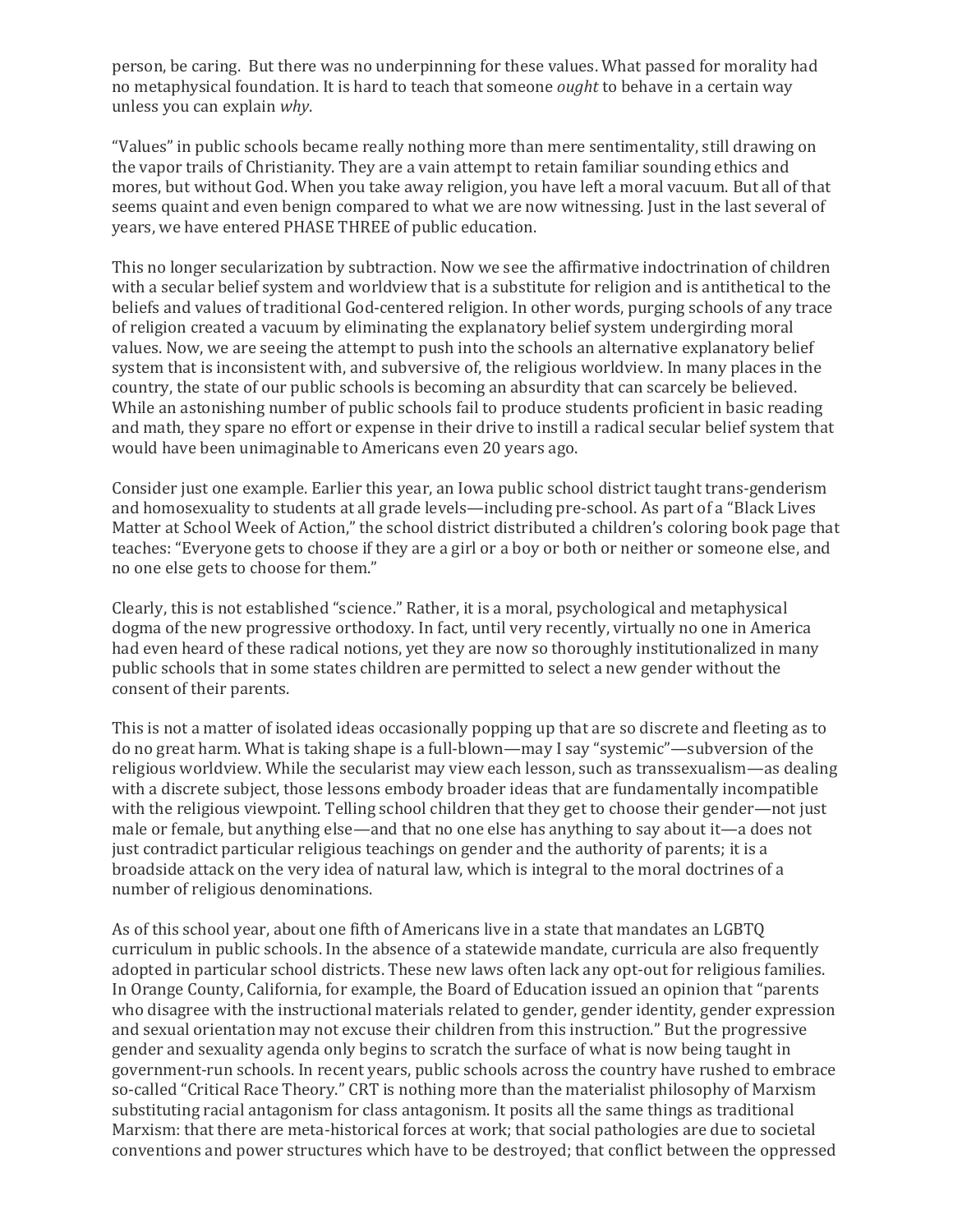person, be caring. But there was no underpinning for these values. What passed for morality had no metaphysical foundation. It is hard to teach that someone *ought* to behave in a certain way unless you can explain *why*.

"Values" in public schools became really nothing more than mere sentimentality, still drawing on the vapor trails of Christianity. They are a vain attempt to retain familiar sounding ethics and mores, but without God. When you take away religion, you have left a moral vacuum. But all of that seems quaint and even benign compared to what we are now witnessing. Just in the last several of years, we have entered PHASE THREE of public education.

This no longer secularization by subtraction. Now we see the affirmative indoctrination of children with a secular belief system and worldview that is a substitute for religion and is antithetical to the beliefs and values of traditional God-centered religion. In other words, purging schools of any trace of religion created a vacuum by eliminating the explanatory belief system undergirding moral values. Now, we are seeing the attempt to push into the schools an alternative explanatory belief system that is inconsistent with, and subversive of, the religious worldview. In many places in the country, the state of our public schools is becoming an absurdity that can scarcely be believed. While an astonishing number of public schools fail to produce students proficient in basic reading and math, they spare no effort or expense in their drive to instill a radical secular belief system that would have been unimaginable to Americans even 20 years ago.

Consider just one example. Earlier this year, an Iowa public school district taught trans-genderism and homosexuality to students at all grade levels—including pre-school. As part of a "Black Lives Matter at School Week of Action," the school district distributed a children's coloring book page that teaches: "Everyone gets to choose if they are a girl or a boy or both or neither or someone else, and no one else gets to choose for them."

Clearly, this is not established "science." Rather, it is a moral, psychological and metaphysical dogma of the new progressive orthodoxy. In fact, until very recently, virtually no one in America had even heard of these radical notions, yet they are now so thoroughly institutionalized in many public schools that in some states children are permitted to select a new gender without the consent of their parents.

This is not a matter of isolated ideas occasionally popping up that are so discrete and fleeting as to do no great harm. What is taking shape is a full-blown—may I say "systemic"—subversion of the religious worldview. While the secularist may view each lesson, such as transsexualism—as dealing with a discrete subject, those lessons embody broader ideas that are fundamentally incompatible with the religious viewpoint. Telling school children that they get to choose their gender—not just male or female, but anything else—and that no one else has anything to say about it—a does not just contradict particular religious teachings on gender and the authority of parents; it is a broadside attack on the very idea of natural law, which is integral to the moral doctrines of a number of religious denominations.

As of this school year, about one fifth of Americans live in a state that mandates an LGBTQ curriculum in public schools. In the absence of a statewide mandate, curricula are also frequently adopted in particular school districts. These new laws often lack any opt-out for religious families. In Orange County, California, for example, the Board of Education issued an opinion that "parents who disagree with the instructional materials related to gender, gender identity, gender expression and sexual orientation may not excuse their children from this instruction." But the progressive gender and sexuality agenda only begins to scratch the surface of what is now being taught in government-run schools. In recent years, public schools across the country have rushed to embrace so-called "Critical Race Theory." CRT is nothing more than the materialist philosophy of Marxism substituting racial antagonism for class antagonism. It posits all the same things as traditional Marxism: that there are meta-historical forces at work; that social pathologies are due to societal conventions and power structures which have to be destroyed; that conflict between the oppressed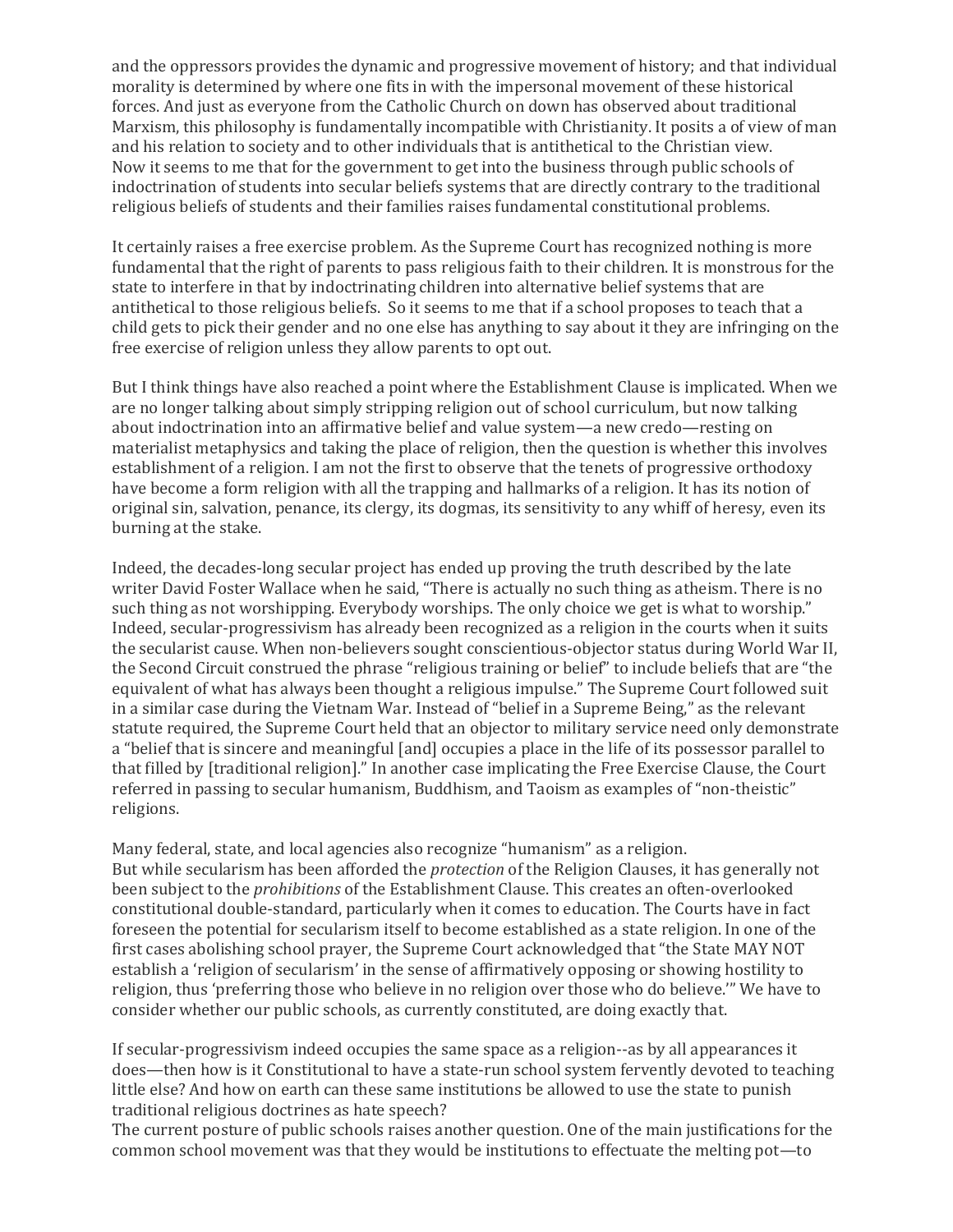and the oppressors provides the dynamic and progressive movement of history; and that individual morality is determined by where one fits in with the impersonal movement of these historical forces. And just as everyone from the Catholic Church on down has observed about traditional Marxism, this philosophy is fundamentally incompatible with Christianity. It posits a of view of man and his relation to society and to other individuals that is antithetical to the Christian view.
Now it seems to me that for the government to get into the business through public schools of indoctrination of students into secular beliefs systems that are directly contrary to the traditional religious beliefs of students and their families raises fundamental constitutional problems.

It certainly raises a free exercise problem. As the Supreme Court has recognized nothing is more fundamental that the right of parents to pass religious faith to their children. It is monstrous for the state to interfere in that by indoctrinating children into alternative belief systems that are antithetical to those religious beliefs. So it seems to me that if a school proposes to teach that a child gets to pick their gender and no one else has anything to say about it they are infringing on the free exercise of religion unless they allow parents to opt out.

But I think things have also reached a point where the Establishment Clause is implicated. When we are no longer talking about simply stripping religion out of school curriculum, but now talking about indoctrination into an affirmative belief and value system—a new credo—resting on materialist metaphysics and taking the place of religion, then the question is whether this involves establishment of a religion. I am not the first to observe that the tenets of progressive orthodoxy have become a form religion with all the trapping and hallmarks of a religion. It has its notion of original sin, salvation, penance, its clergy, its dogmas, its sensitivity to any whiff of heresy, even its burning at the stake.

Indeed, the decades-long secular project has ended up proving the truth described by the late writer David Foster Wallace when he said, "There is actually no such thing as atheism. There is no such thing as not worshipping. Everybody worships. The only choice we get is what to worship." Indeed, secular-progressivism has already been recognized as a religion in the courts when it suits the secularist cause. When non-believers sought conscientious-objector status during World War II, the Second Circuit construed the phrase "religious training or belief" to include beliefs that are "the equivalent of what has always been thought a religious impulse." The Supreme Court followed suit in a similar case during the Vietnam War. Instead of "belief in a Supreme Being," as the relevant statute required, the Supreme Court held that an objector to military service need only demonstrate a "belief that is sincere and meaningful [and] occupies a place in the life of its possessor parallel to that filled by [traditional religion]." In another case implicating the Free Exercise Clause, the Court referred in passing to secular humanism, Buddhism, and Taoism as examples of "non-theistic" religions.

Many federal, state, and local agencies also recognize "humanism" as a religion.
But while secularism has been afforded the *protection* of the Religion Clauses, it has generally not been subject to the *prohibitions* of the Establishment Clause. This creates an often-overlooked constitutional double-standard, particularly when it comes to education. The Courts have in fact foreseen the potential for secularism itself to become established as a state religion. In one of the first cases abolishing school prayer, the Supreme Court acknowledged that "the State MAY NOT establish a 'religion of secularism' in the sense of affirmatively opposing or showing hostility to religion, thus 'preferring those who believe in no religion over those who do believe.'" We have to consider whether our public schools, as currently constituted, are doing exactly that.

If secular-progressivism indeed occupies the same space as a religion--as by all appearances it does—then how is it Constitutional to have a state-run school system fervently devoted to teaching little else? And how on earth can these same institutions be allowed to use the state to punish traditional religious doctrines as hate speech?
The current posture of public schools raises another question. One of the main justifications for the common school movement was that they would be institutions to effectuate the melting pot—to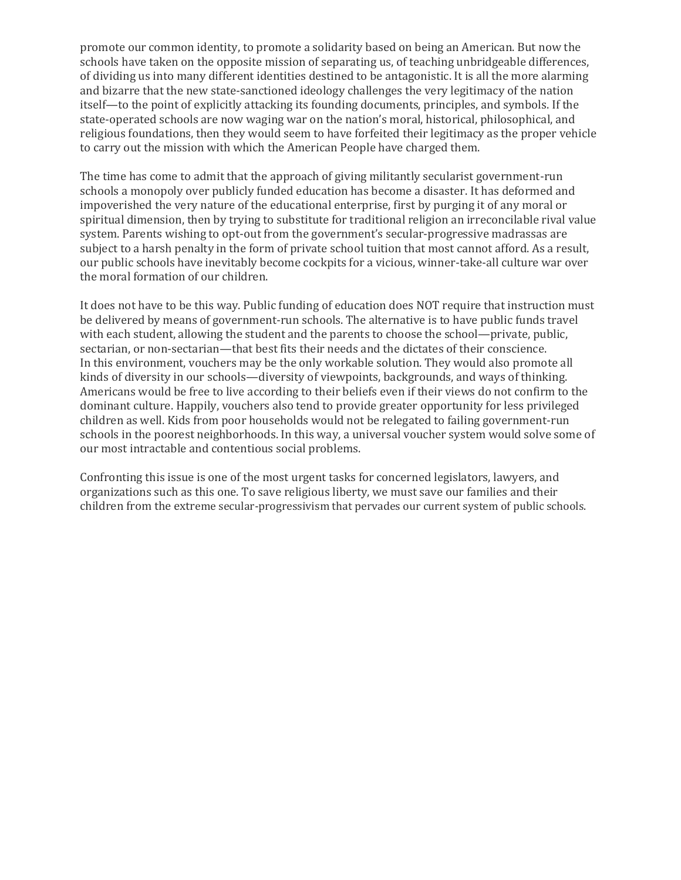promote our common identity, to promote a solidarity based on being an American. But now the schools have taken on the opposite mission of separating us, of teaching unbridgeable differences, of dividing us into many different identities destined to be antagonistic. It is all the more alarming and bizarre that the new state-sanctioned ideology challenges the very legitimacy of the nation itself—to the point of explicitly attacking its founding documents, principles, and symbols. If the state-operated schools are now waging war on the nation's moral, historical, philosophical, and religious foundations, then they would seem to have forfeited their legitimacy as the proper vehicle to carry out the mission with which the American People have charged them.

The time has come to admit that the approach of giving militantly secularist government-run schools a monopoly over publicly funded education has become a disaster. It has deformed and impoverished the very nature of the educational enterprise, first by purging it of any moral or spiritual dimension, then by trying to substitute for traditional religion an irreconcilable rival value system. Parents wishing to opt-out from the government's secular-progressive madrassas are subject to a harsh penalty in the form of private school tuition that most cannot afford. As a result, our public schools have inevitably become cockpits for a vicious, winner-take-all culture war over the moral formation of our children.

It does not have to be this way. Public funding of education does NOT require that instruction must be delivered by means of government-run schools. The alternative is to have public funds travel with each student, allowing the student and the parents to choose the school—private, public, sectarian, or non-sectarian—that best fits their needs and the dictates of their conscience.
In this environment, vouchers may be the only workable solution. They would also promote all kinds of diversity in our schools—diversity of viewpoints, backgrounds, and ways of thinking. Americans would be free to live according to their beliefs even if their views do not confirm to the dominant culture. Happily, vouchers also tend to provide greater opportunity for less privileged children as well. Kids from poor households would not be relegated to failing government-run schools in the poorest neighborhoods. In this way, a universal voucher system would solve some of our most intractable and contentious social problems.

Confronting this issue is one of the most urgent tasks for concerned legislators, lawyers, and organizations such as this one. To save religious liberty, we must save our families and their children from the extreme secular-progressivism that pervades our current system of public schools.